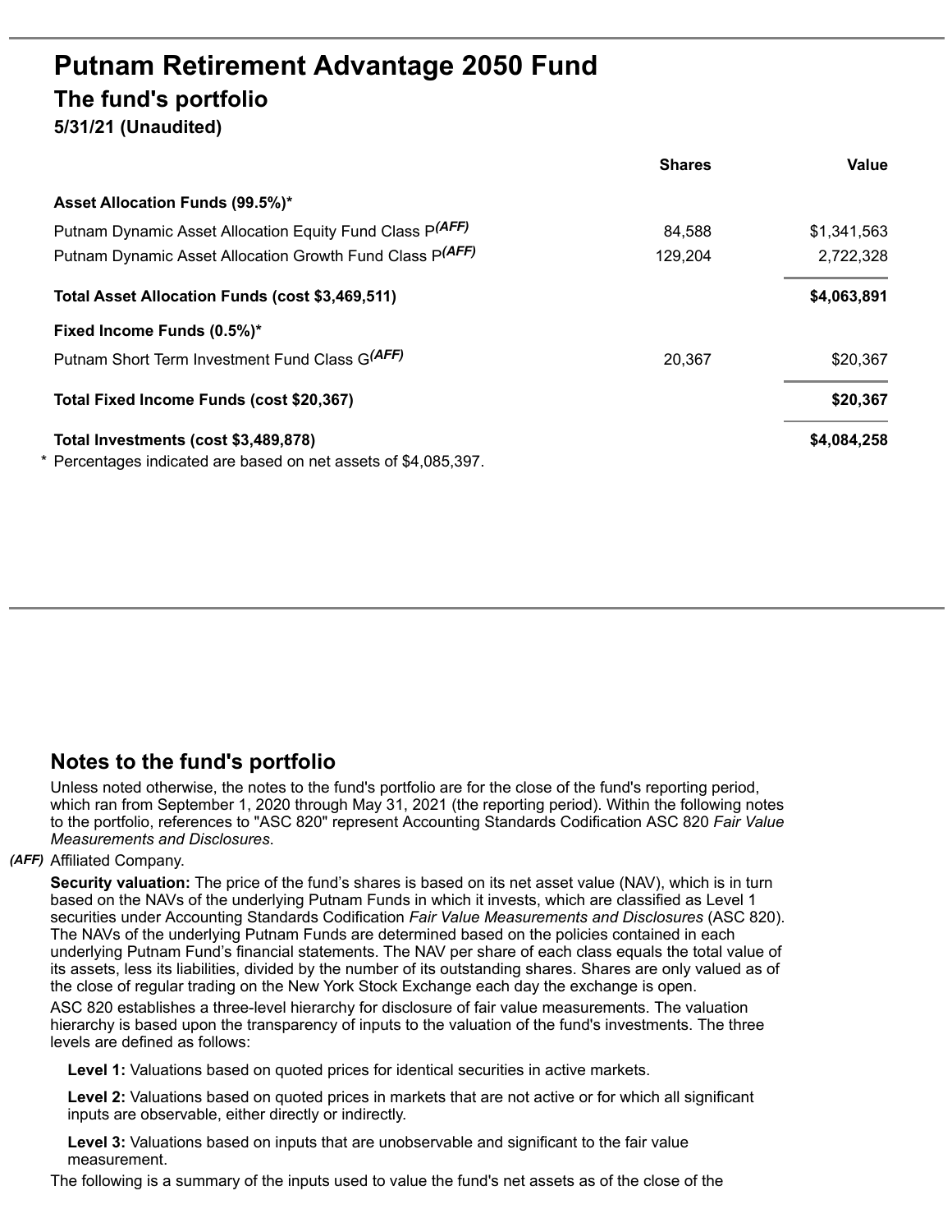# Putnam Retirement Advantage 2050 Fund

## The fund's portfolio

**5/31/21 (Unaudited)**

| | Shares | Value |
|---|---|---|
| **Asset Allocation Funds (99.5%)*** | | |
| Putnam Dynamic Asset Allocation Equity Fund Class P*(AFF)* | 84,588 | $1,341,563 |
| Putnam Dynamic Asset Allocation Growth Fund Class P*(AFF)* | 129,204 | 2,722,328 |
| **Total Asset Allocation Funds (cost $3,469,511)** | | **$4,063,891** |
| **Fixed Income Funds (0.5%)*** | | |
| Putnam Short Term Investment Fund Class G*(AFF)* | 20,367 | $20,367 |
| **Total Fixed Income Funds (cost $20,367)** | | **$20,367** |
| **Total Investments (cost $3,489,878)** | | **$4,084,258** |

\* Percentages indicated are based on net assets of $4,085,397.

## Notes to the fund's portfolio

Unless noted otherwise, the notes to the fund's portfolio are for the close of the fund's reporting period, which ran from September 1, 2020 through May 31, 2021 (the reporting period). Within the following notes to the portfolio, references to "ASC 820" represent Accounting Standards Codification ASC 820 *Fair Value Measurements and Disclosures*.

***(AFF)*** Affiliated Company.

**Security valuation:** The price of the fund's shares is based on its net asset value (NAV), which is in turn based on the NAVs of the underlying Putnam Funds in which it invests, which are classified as Level 1 securities under Accounting Standards Codification *Fair Value Measurements and Disclosures* (ASC 820). The NAVs of the underlying Putnam Funds are determined based on the policies contained in each underlying Putnam Fund's financial statements. The NAV per share of each class equals the total value of its assets, less its liabilities, divided by the number of its outstanding shares. Shares are only valued as of the close of regular trading on the New York Stock Exchange each day the exchange is open.

ASC 820 establishes a three-level hierarchy for disclosure of fair value measurements. The valuation hierarchy is based upon the transparency of inputs to the valuation of the fund's investments. The three levels are defined as follows:

**Level 1:** Valuations based on quoted prices for identical securities in active markets.

**Level 2:** Valuations based on quoted prices in markets that are not active or for which all significant inputs are observable, either directly or indirectly.

**Level 3:** Valuations based on inputs that are unobservable and significant to the fair value measurement.

The following is a summary of the inputs used to value the fund's net assets as of the close of the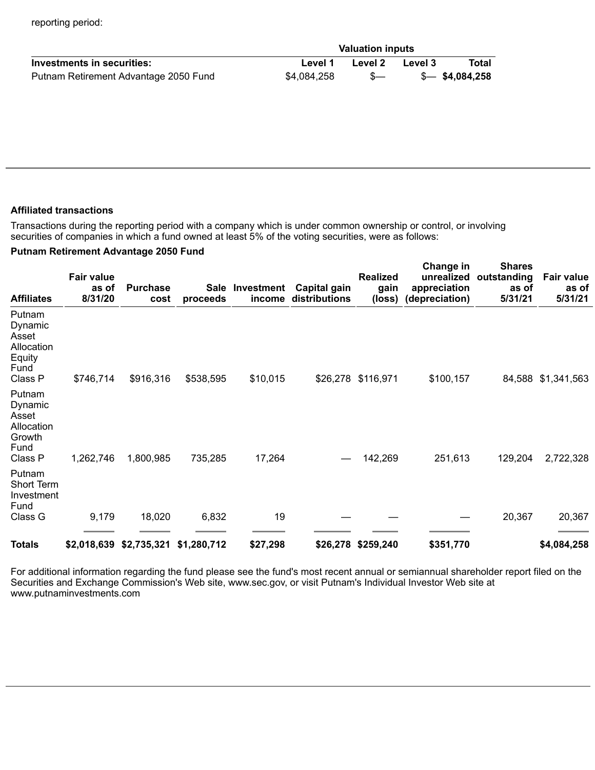reporting period:

| | Valuation inputs | | | |
|---|---|---|---|---|
| **Investments in securities:** | **Level 1** | **Level 2** | **Level 3** | **Total** |
| Putnam Retirement Advantage 2050 Fund | $4,084,258 | $— | $— | **$4,084,258** |

**Affiliated transactions**

Transactions during the reporting period with a company which is under common ownership or control, or involving securities of companies in which a fund owned at least 5% of the voting securities, were as follows:

**Putnam Retirement Advantage 2050 Fund**

| Affiliates | Fair value as of 8/31/20 | Purchase cost | Sale proceeds | Investment income | Capital gain distributions | Realized gain (loss) | Change in unrealized appreciation (depreciation) | Shares outstanding as of 5/31/21 | Fair value as of 5/31/21 |
|---|---|---|---|---|---|---|---|---|---|
| Putnam Dynamic Asset Allocation Equity Fund Class P | $746,714 | $916,316 | $538,595 | $10,015 | $26,278 | $116,971 | $100,157 | 84,588 | $1,341,563 |
| Putnam Dynamic Asset Allocation Growth Fund Class P | 1,262,746 | 1,800,985 | 735,285 | 17,264 | — | 142,269 | 251,613 | 129,204 | 2,722,328 |
| Putnam Short Term Investment Fund Class G | 9,179 | 18,020 | 6,832 | 19 | — | — | — | 20,367 | 20,367 |
| **Totals** | **$2,018,639** | **$2,735,321** | **$1,280,712** | **$27,298** | **$26,278** | **$259,240** | **$351,770** | | **$4,084,258** |

For additional information regarding the fund please see the fund's most recent annual or semiannual shareholder report filed on the Securities and Exchange Commission's Web site, www.sec.gov, or visit Putnam's Individual Investor Web site at www.putnaminvestments.com